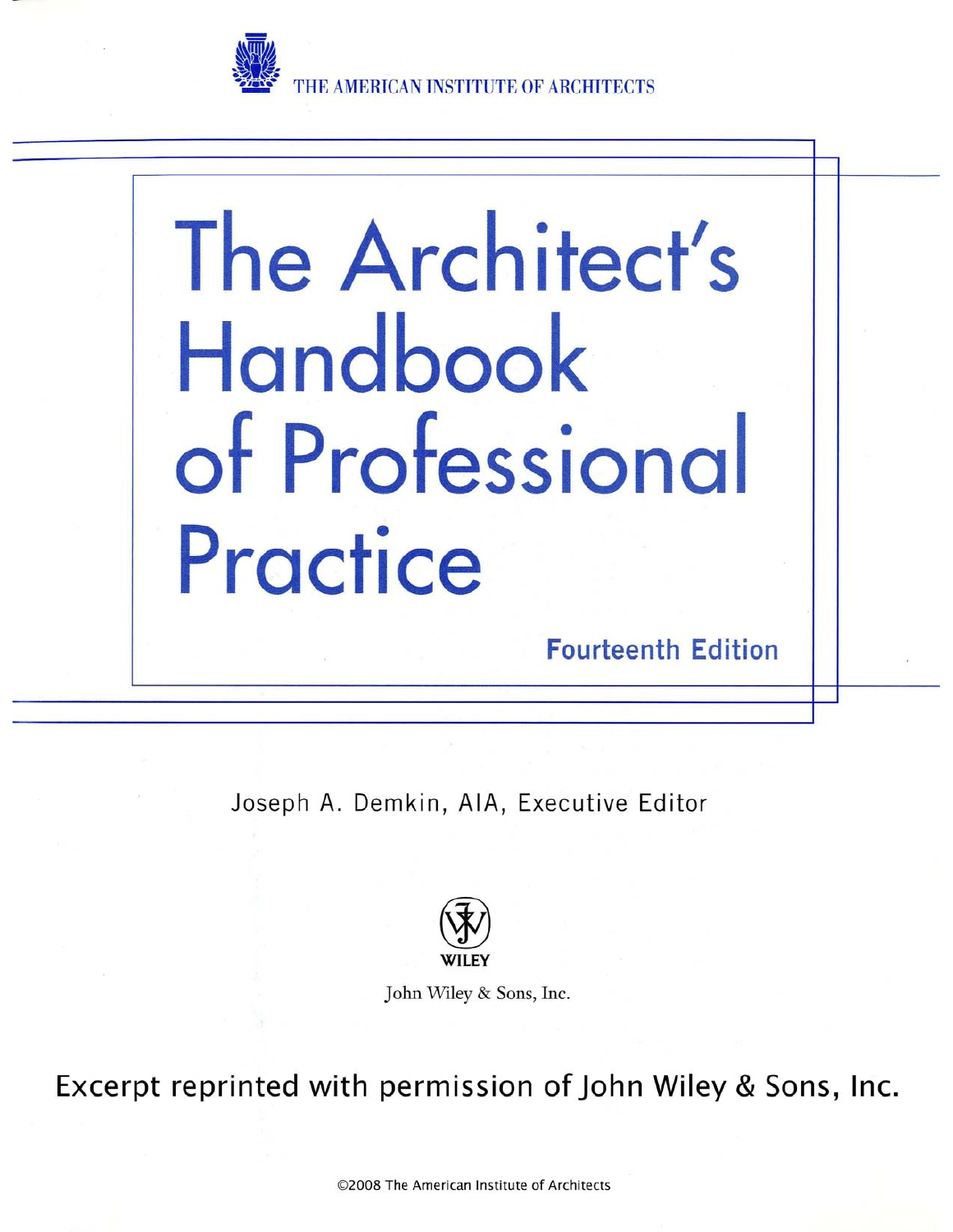THE AMERICAN INSTITUTE OF ARCHITECTS

# The Architect's Handbook of Professional Practice

**Fourteenth Edition**

Joseph A. Demkin, AIA, Executive Editor

WILEY

John Wiley & Sons, Inc.

**Excerpt reprinted with permission of John Wiley & Sons, Inc.**

©2008 The American Institute of Architects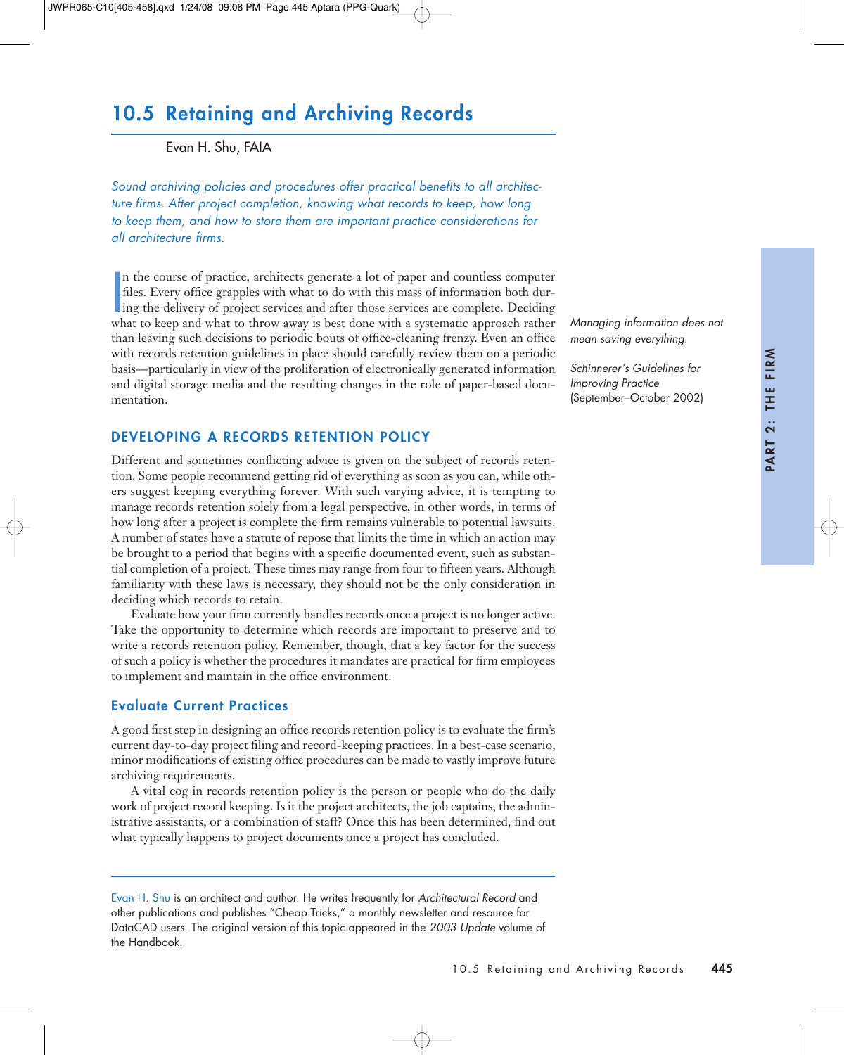# 10.5 Retaining and Archiving Records

Evan H. Shu, FAIA

*Sound archiving policies and procedures offer practical benefits to all architecture firms. After project completion, knowing what records to keep, how long to keep them, and how to store them are important practice considerations for all architecture firms.*

In the course of practice, architects generate a lot of paper and countless computer files. Every office grapples with what to do with this mass of information both during the delivery of project services and after those services are complete. Deciding what to keep and what to throw away is best done with a systematic approach rather than leaving such decisions to periodic bouts of office-cleaning frenzy. Even an office with records retention guidelines in place should carefully review them on a periodic basis—particularly in view of the proliferation of electronically generated information and digital storage media and the resulting changes in the role of paper-based documentation.

*Managing information does not mean saving everything.*

*Schinnerer's Guidelines for Improving Practice* (September–October 2002)

## DEVELOPING A RECORDS RETENTION POLICY

Different and sometimes conflicting advice is given on the subject of records retention. Some people recommend getting rid of everything as soon as you can, while others suggest keeping everything forever. With such varying advice, it is tempting to manage records retention solely from a legal perspective, in other words, in terms of how long after a project is complete the firm remains vulnerable to potential lawsuits. A number of states have a statute of repose that limits the time in which an action may be brought to a period that begins with a specific documented event, such as substantial completion of a project. These times may range from four to fifteen years. Although familiarity with these laws is necessary, they should not be the only consideration in deciding which records to retain.

Evaluate how your firm currently handles records once a project is no longer active. Take the opportunity to determine which records are important to preserve and to write a records retention policy. Remember, though, that a key factor for the success of such a policy is whether the procedures it mandates are practical for firm employees to implement and maintain in the office environment.

### Evaluate Current Practices

A good first step in designing an office records retention policy is to evaluate the firm's current day-to-day project filing and record-keeping practices. In a best-case scenario, minor modifications of existing office procedures can be made to vastly improve future archiving requirements.

A vital cog in records retention policy is the person or people who do the daily work of project record keeping. Is it the project architects, the job captains, the administrative assistants, or a combination of staff? Once this has been determined, find out what typically happens to project documents once a project has concluded.

---

Evan H. Shu is an architect and author. He writes frequently for *Architectural Record* and other publications and publishes "Cheap Tricks," a monthly newsletter and resource for DataCAD users. The original version of this topic appeared in the *2003 Update* volume of the Handbook.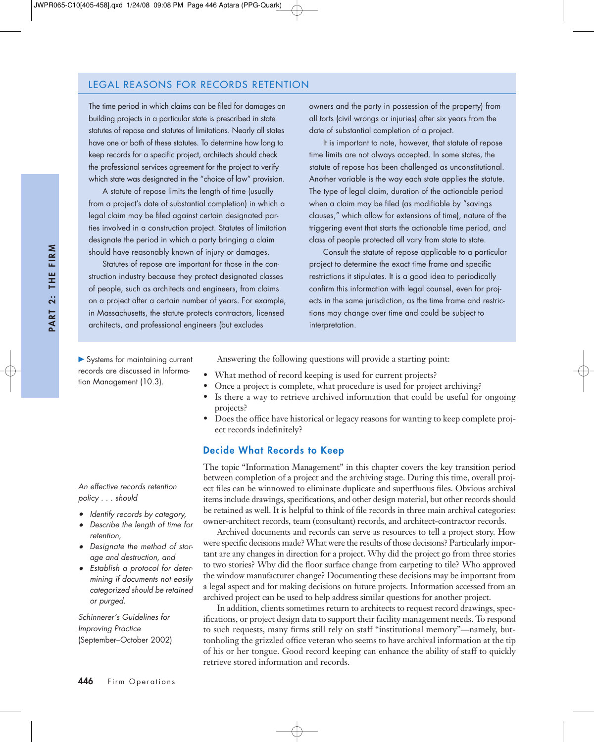## LEGAL REASONS FOR RECORDS RETENTION

The time period in which claims can be filed for damages on building projects in a particular state is prescribed in state statutes of repose and statutes of limitations. Nearly all states have one or both of these statutes. To determine how long to keep records for a specific project, architects should check the professional services agreement for the project to verify which state was designated in the "choice of law" provision.

A statute of repose limits the length of time (usually from a project's date of substantial completion) in which a legal claim may be filed against certain designated parties involved in a construction project. Statutes of limitation designate the period in which a party bringing a claim should have reasonably known of injury or damages.

Statutes of repose are important for those in the construction industry because they protect designated classes of people, such as architects and engineers, from claims on a project after a certain number of years. For example, in Massachusetts, the statute protects contractors, licensed architects, and professional engineers (but excludes owners and the party in possession of the property) from all torts (civil wrongs or injuries) after six years from the date of substantial completion of a project.

It is important to note, however, that statute of repose time limits are not always accepted. In some states, the statute of repose has been challenged as unconstitutional. Another variable is the way each state applies the statute. The type of legal claim, duration of the actionable period when a claim may be filed (as modifiable by "savings clauses," which allow for extensions of time), nature of the triggering event that starts the actionable time period, and class of people protected all vary from state to state.

Consult the statute of repose applicable to a particular project to determine the exact time frame and specific restrictions it stipulates. It is a good idea to periodically confirm this information with legal counsel, even for projects in the same jurisdiction, as the time frame and restrictions may change over time and could be subject to interpretation.

---

▶ Systems for maintaining current records are discussed in Information Management (10.3).

Answering the following questions will provide a starting point:

- What method of record keeping is used for current projects?
- Once a project is complete, what procedure is used for project archiving?
- Is there a way to retrieve archived information that could be useful for ongoing projects?
- Does the office have historical or legacy reasons for wanting to keep complete project records indefinitely?

### Decide What Records to Keep

The topic "Information Management" in this chapter covers the key transition period between completion of a project and the archiving stage. During this time, overall project files can be winnowed to eliminate duplicate and superfluous files. Obvious archival items include drawings, specifications, and other design material, but other records should be retained as well. It is helpful to think of file records in three main archival categories: owner-architect records, team (consultant) records, and architect-contractor records.

> *An effective records retention policy . . . should*
>
> - *Identify records by category,*
> - *Describe the length of time for retention,*
> - *Designate the method of storage and destruction, and*
> - *Establish a protocol for determining if documents not easily categorized should be retained or purged.*
>
> *Schinnerer's Guidelines for Improving Practice* (September–October 2002)

Archived documents and records can serve as resources to tell a project story. How were specific decisions made? What were the results of those decisions? Particularly important are any changes in direction for a project. Why did the project go from three stories to two stories? Why did the floor surface change from carpeting to tile? Who approved the window manufacturer change? Documenting these decisions may be important from a legal aspect and for making decisions on future projects. Information accessed from an archived project can be used to help address similar questions for another project.

In addition, clients sometimes return to architects to request record drawings, specifications, or project design data to support their facility management needs. To respond to such requests, many firms still rely on staff "institutional memory"—namely, buttonholing the grizzled office veteran who seems to have archival information at the tip of his or her tongue. Good record keeping can enhance the ability of staff to quickly retrieve stored information and records.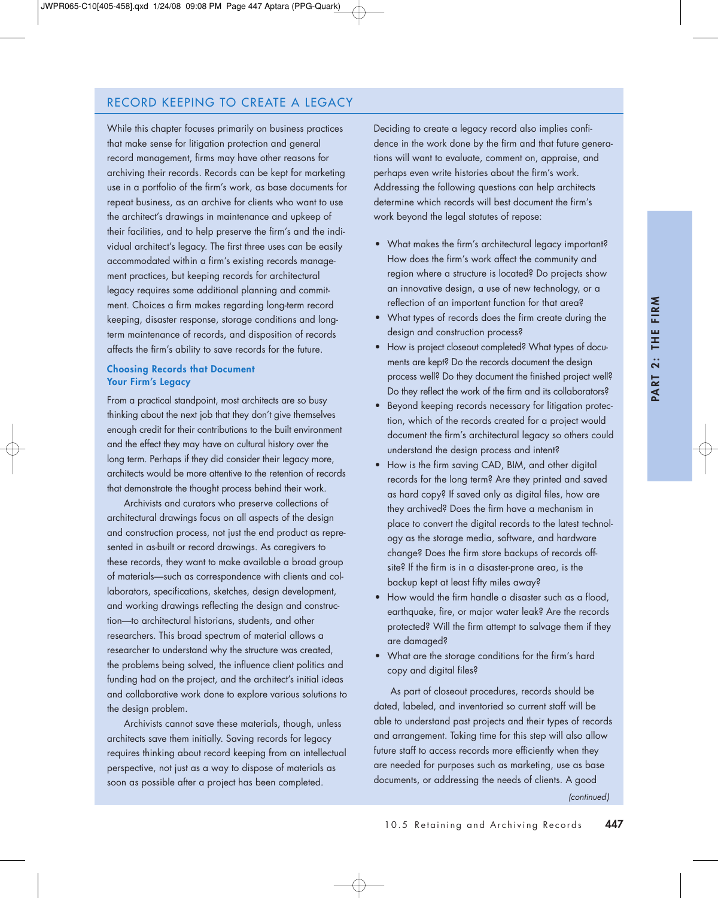## RECORD KEEPING TO CREATE A LEGACY

While this chapter focuses primarily on business practices that make sense for litigation protection and general record management, firms may have other reasons for archiving their records. Records can be kept for marketing use in a portfolio of the firm's work, as base documents for repeat business, as an archive for clients who want to use the architect's drawings in maintenance and upkeep of their facilities, and to help preserve the firm's and the individual architect's legacy. The first three uses can be easily accommodated within a firm's existing records management practices, but keeping records for architectural legacy requires some additional planning and commitment. Choices a firm makes regarding long-term record keeping, disaster response, storage conditions and long-term maintenance of records, and disposition of records affects the firm's ability to save records for the future.

### Choosing Records that Document Your Firm's Legacy

From a practical standpoint, most architects are so busy thinking about the next job that they don't give themselves enough credit for their contributions to the built environment and the effect they may have on cultural history over the long term. Perhaps if they did consider their legacy more, architects would be more attentive to the retention of records that demonstrate the thought process behind their work.

Archivists and curators who preserve collections of architectural drawings focus on all aspects of the design and construction process, not just the end product as represented in as-built or record drawings. As caregivers to these records, they want to make available a broad group of materials—such as correspondence with clients and collaborators, specifications, sketches, design development, and working drawings reflecting the design and construction—to architectural historians, students, and other researchers. This broad spectrum of material allows a researcher to understand why the structure was created, the problems being solved, the influence client politics and funding had on the project, and the architect's initial ideas and collaborative work done to explore various solutions to the design problem.

Archivists cannot save these materials, though, unless architects save them initially. Saving records for legacy requires thinking about record keeping from an intellectual perspective, not just as a way to dispose of materials as soon as possible after a project has been completed.

Deciding to create a legacy record also implies confidence in the work done by the firm and that future generations will want to evaluate, comment on, appraise, and perhaps even write histories about the firm's work. Addressing the following questions can help architects determine which records will best document the firm's work beyond the legal statutes of repose:

- What makes the firm's architectural legacy important? How does the firm's work affect the community and region where a structure is located? Do projects show an innovative design, a use of new technology, or a reflection of an important function for that area?
- What types of records does the firm create during the design and construction process?
- How is project closeout completed? What types of documents are kept? Do the records document the design process well? Do they document the finished project well? Do they reflect the work of the firm and its collaborators?
- Beyond keeping records necessary for litigation protection, which of the records created for a project would document the firm's architectural legacy so others could understand the design process and intent?
- How is the firm saving CAD, BIM, and other digital records for the long term? Are they printed and saved as hard copy? If saved only as digital files, how are they archived? Does the firm have a mechanism in place to convert the digital records to the latest technology as the storage media, software, and hardware change? Does the firm store backups of records off-site? If the firm is in a disaster-prone area, is the backup kept at least fifty miles away?
- How would the firm handle a disaster such as a flood, earthquake, fire, or major water leak? Are the records protected? Will the firm attempt to salvage them if they are damaged?
- What are the storage conditions for the firm's hard copy and digital files?

As part of closeout procedures, records should be dated, labeled, and inventoried so current staff will be able to understand past projects and their types of records and arrangement. Taking time for this step will also allow future staff to access records more efficiently when they are needed for purposes such as marketing, use as base documents, or addressing the needs of clients. A good

*(continued)*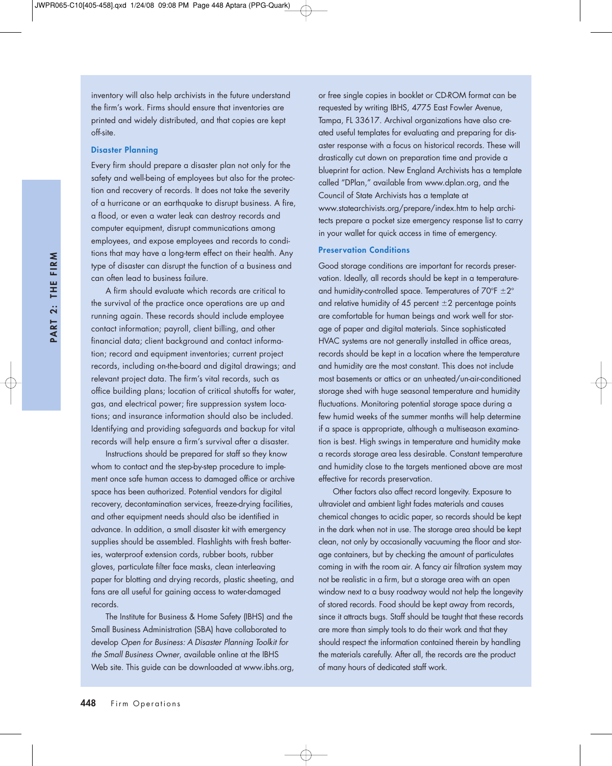inventory will also help archivists in the future understand the firm's work. Firms should ensure that inventories are printed and widely distributed, and that copies are kept off-site.

### Disaster Planning

Every firm should prepare a disaster plan not only for the safety and well-being of employees but also for the protection and recovery of records. It does not take the severity of a hurricane or an earthquake to disrupt business. A fire, a flood, or even a water leak can destroy records and computer equipment, disrupt communications among employees, and expose employees and records to conditions that may have a long-term effect on their health. Any type of disaster can disrupt the function of a business and can often lead to business failure.

A firm should evaluate which records are critical to the survival of the practice once operations are up and running again. These records should include employee contact information; payroll, client billing, and other financial data; client background and contact information; record and equipment inventories; current project records, including on-the-board and digital drawings; and relevant project data. The firm's vital records, such as office building plans; location of critical shutoffs for water, gas, and electrical power; fire suppression system locations; and insurance information should also be included. Identifying and providing safeguards and backup for vital records will help ensure a firm's survival after a disaster.

Instructions should be prepared for staff so they know whom to contact and the step-by-step procedure to implement once safe human access to damaged office or archive space has been authorized. Potential vendors for digital recovery, decontamination services, freeze-drying facilities, and other equipment needs should also be identified in advance. In addition, a small disaster kit with emergency supplies should be assembled. Flashlights with fresh batteries, waterproof extension cords, rubber boots, rubber gloves, particulate filter face masks, clean interleaving paper for blotting and drying records, plastic sheeting, and fans are all useful for gaining access to water-damaged records.

The Institute for Business & Home Safety (IBHS) and the Small Business Administration (SBA) have collaborated to develop *Open for Business: A Disaster Planning Toolkit for the Small Business Owner*, available online at the IBHS Web site. This guide can be downloaded at www.ibhs.org, or free single copies in booklet or CD-ROM format can be requested by writing IBHS, 4775 East Fowler Avenue, Tampa, FL 33617. Archival organizations have also created useful templates for evaluating and preparing for disaster response with a focus on historical records. These will drastically cut down on preparation time and provide a blueprint for action. New England Archivists has a template called "DPlan," available from www.dplan.org, and the Council of State Archivists has a template at www.statearchivists.org/prepare/index.htm to help architects prepare a pocket size emergency response list to carry in your wallet for quick access in time of emergency.

### Preservation Conditions

Good storage conditions are important for records preservation. Ideally, all records should be kept in a temperature- and humidity-controlled space. Temperatures of 70°F ±2° and relative humidity of 45 percent ±2 percentage points are comfortable for human beings and work well for storage of paper and digital materials. Since sophisticated HVAC systems are not generally installed in office areas, records should be kept in a location where the temperature and humidity are the most constant. This does not include most basements or attics or an unheated/un-air-conditioned storage shed with huge seasonal temperature and humidity fluctuations. Monitoring potential storage space during a few humid weeks of the summer months will help determine if a space is appropriate, although a multiseason examination is best. High swings in temperature and humidity make a records storage area less desirable. Constant temperature and humidity close to the targets mentioned above are most effective for records preservation.

Other factors also affect record longevity. Exposure to ultraviolet and ambient light fades materials and causes chemical changes to acidic paper, so records should be kept in the dark when not in use. The storage area should be kept clean, not only by occasionally vacuuming the floor and storage containers, but by checking the amount of particulates coming in with the room air. A fancy air filtration system may not be realistic in a firm, but a storage area with an open window next to a busy roadway would not help the longevity of stored records. Food should be kept away from records, since it attracts bugs. Staff should be taught that these records are more than simply tools to do their work and that they should respect the information contained therein by handling the materials carefully. After all, the records are the product of many hours of dedicated staff work.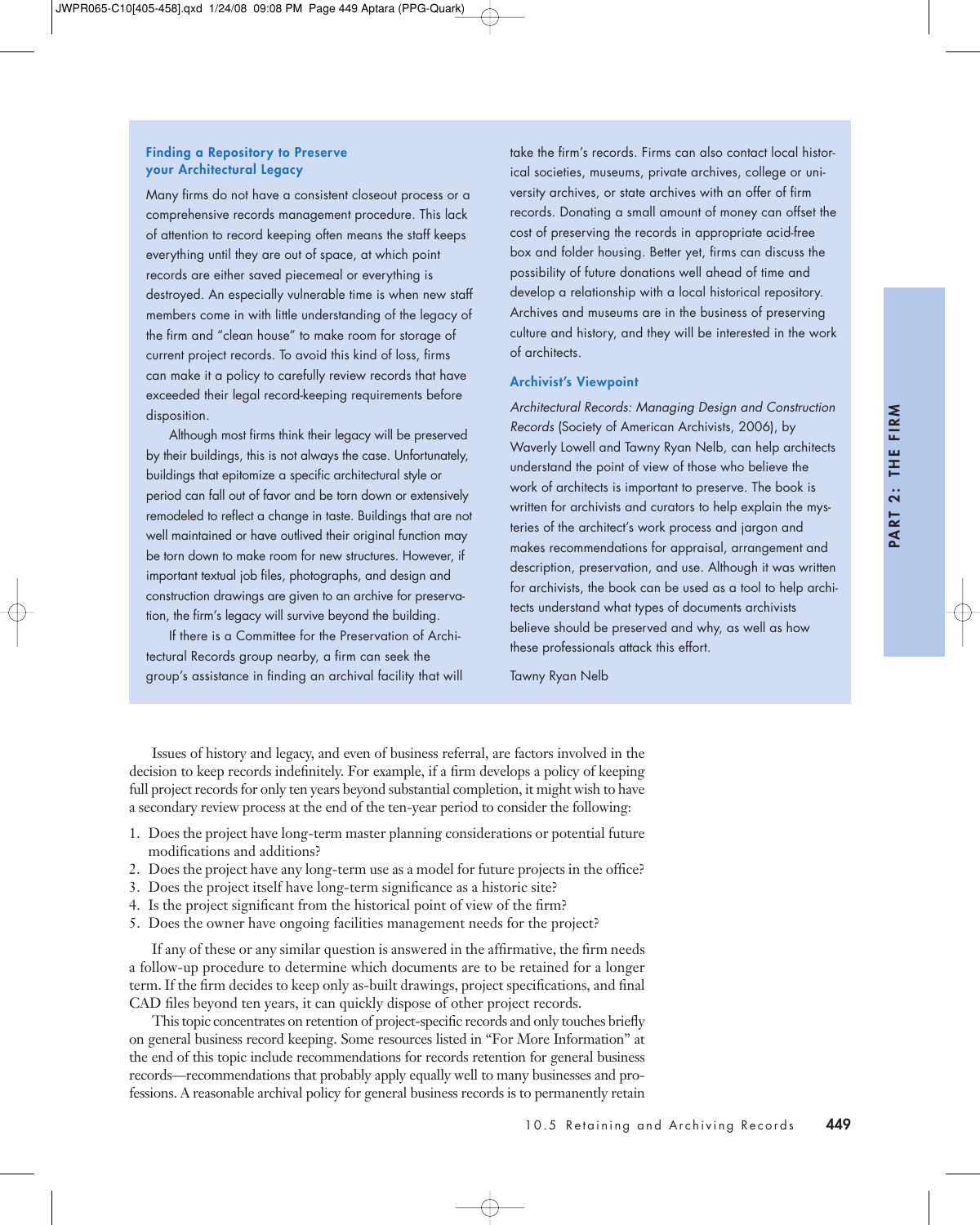### Finding a Repository to Preserve your Architectural Legacy

Many firms do not have a consistent closeout process or a comprehensive records management procedure. This lack of attention to record keeping often means the staff keeps everything until they are out of space, at which point records are either saved piecemeal or everything is destroyed. An especially vulnerable time is when new staff members come in with little understanding of the legacy of the firm and "clean house" to make room for storage of current project records. To avoid this kind of loss, firms can make it a policy to carefully review records that have exceeded their legal record-keeping requirements before disposition.

Although most firms think their legacy will be preserved by their buildings, this is not always the case. Unfortunately, buildings that epitomize a specific architectural style or period can fall out of favor and be torn down or extensively remodeled to reflect a change in taste. Buildings that are not well maintained or have outlived their original function may be torn down to make room for new structures. However, if important textual job files, photographs, and design and construction drawings are given to an archive for preservation, the firm's legacy will survive beyond the building.

If there is a Committee for the Preservation of Architectural Records group nearby, a firm can seek the group's assistance in finding an archival facility that will take the firm's records. Firms can also contact local historical societies, museums, private archives, college or university archives, or state archives with an offer of firm records. Donating a small amount of money can offset the cost of preserving the records in appropriate acid-free box and folder housing. Better yet, firms can discuss the possibility of future donations well ahead of time and develop a relationship with a local historical repository. Archives and museums are in the business of preserving culture and history, and they will be interested in the work of architects.

### Archivist's Viewpoint

*Architectural Records: Managing Design and Construction Records* (Society of American Archivists, 2006), by Waverly Lowell and Tawny Ryan Nelb, can help architects understand the point of view of those who believe the work of architects is important to preserve. The book is written for archivists and curators to help explain the mysteries of the architect's work process and jargon and makes recommendations for appraisal, arrangement and description, preservation, and use. Although it was written for archivists, the book can be used as a tool to help architects understand what types of documents archivists believe should be preserved and why, as well as how these professionals attack this effort.

Tawny Ryan Nelb

Issues of history and legacy, and even of business referral, are factors involved in the decision to keep records indefinitely. For example, if a firm develops a policy of keeping full project records for only ten years beyond substantial completion, it might wish to have a secondary review process at the end of the ten-year period to consider the following:

1. Does the project have long-term master planning considerations or potential future modifications and additions?
2. Does the project have any long-term use as a model for future projects in the office?
3. Does the project itself have long-term significance as a historic site?
4. Is the project significant from the historical point of view of the firm?
5. Does the owner have ongoing facilities management needs for the project?

If any of these or any similar question is answered in the affirmative, the firm needs a follow-up procedure to determine which documents are to be retained for a longer term. If the firm decides to keep only as-built drawings, project specifications, and final CAD files beyond ten years, it can quickly dispose of other project records.

This topic concentrates on retention of project-specific records and only touches briefly on general business record keeping. Some resources listed in "For More Information" at the end of this topic include recommendations for records retention for general business records—recommendations that probably apply equally well to many businesses and professions. A reasonable archival policy for general business records is to permanently retain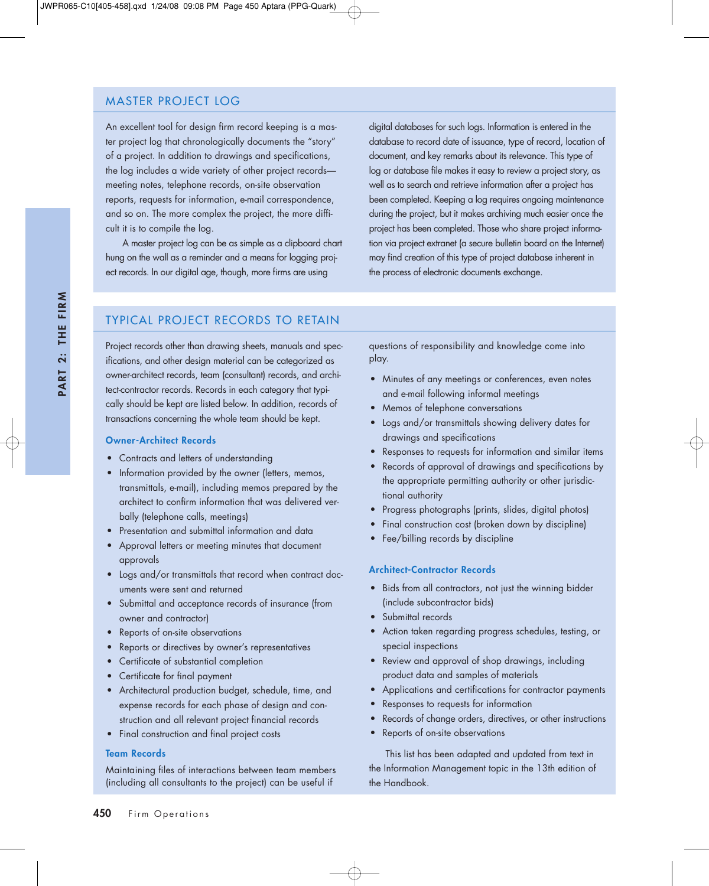## MASTER PROJECT LOG

An excellent tool for design firm record keeping is a master project log that chronologically documents the "story" of a project. In addition to drawings and specifications, the log includes a wide variety of other project records—meeting notes, telephone records, on-site observation reports, requests for information, e-mail correspondence, and so on. The more complex the project, the more difficult it is to compile the log.

A master project log can be as simple as a clipboard chart hung on the wall as a reminder and a means for logging project records. In our digital age, though, more firms are using digital databases for such logs. Information is entered in the database to record date of issuance, type of record, location of document, and key remarks about its relevance. This type of log or database file makes it easy to review a project story, as well as to search and retrieve information after a project has been completed. Keeping a log requires ongoing maintenance during the project, but it makes archiving much easier once the project has been completed. Those who share project information via project extranet (a secure bulletin board on the Internet) may find creation of this type of project database inherent in the process of electronic documents exchange.

## TYPICAL PROJECT RECORDS TO RETAIN

Project records other than drawing sheets, manuals and specifications, and other design material can be categorized as owner-architect records, team (consultant) records, and architect-contractor records. Records in each category that typically should be kept are listed below. In addition, records of transactions concerning the whole team should be kept.

### Owner-Architect Records

- Contracts and letters of understanding
- Information provided by the owner (letters, memos, transmittals, e-mail), including memos prepared by the architect to confirm information that was delivered verbally (telephone calls, meetings)
- Presentation and submittal information and data
- Approval letters or meeting minutes that document approvals
- Logs and/or transmittals that record when contract documents were sent and returned
- Submittal and acceptance records of insurance (from owner and contractor)
- Reports of on-site observations
- Reports or directives by owner's representatives
- Certificate of substantial completion
- Certificate for final payment
- Architectural production budget, schedule, time, and expense records for each phase of design and construction and all relevant project financial records
- Final construction and final project costs

### Team Records

Maintaining files of interactions between team members (including all consultants to the project) can be useful if questions of responsibility and knowledge come into play.

- Minutes of any meetings or conferences, even notes and e-mail following informal meetings
- Memos of telephone conversations
- Logs and/or transmittals showing delivery dates for drawings and specifications
- Responses to requests for information and similar items
- Records of approval of drawings and specifications by the appropriate permitting authority or other jurisdictional authority
- Progress photographs (prints, slides, digital photos)
- Final construction cost (broken down by discipline)
- Fee/billing records by discipline

### Architect-Contractor Records

- Bids from all contractors, not just the winning bidder (include subcontractor bids)
- Submittal records
- Action taken regarding progress schedules, testing, or special inspections
- Review and approval of shop drawings, including product data and samples of materials
- Applications and certifications for contractor payments
- Responses to requests for information
- Records of change orders, directives, or other instructions
- Reports of on-site observations

This list has been adapted and updated from text in the Information Management topic in the 13th edition of the Handbook.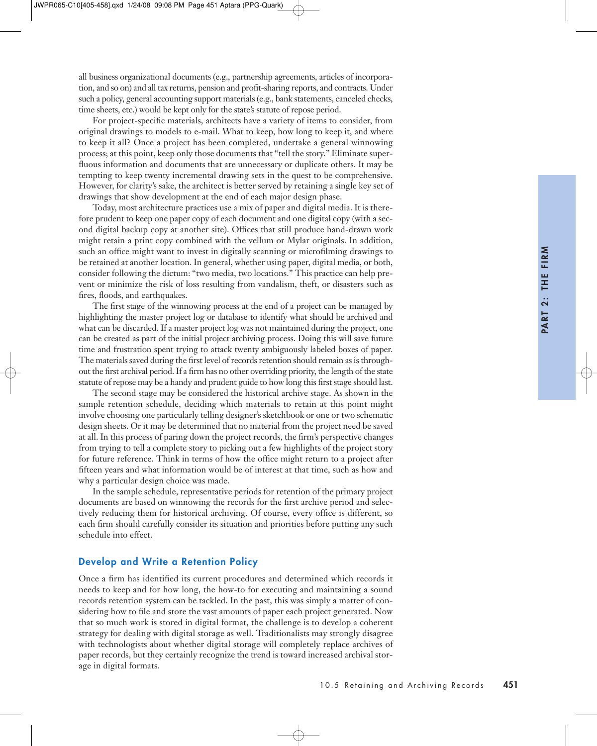all business organizational documents (e.g., partnership agreements, articles of incorporation, and so on) and all tax returns, pension and profit-sharing reports, and contracts. Under such a policy, general accounting support materials (e.g., bank statements, canceled checks, time sheets, etc.) would be kept only for the state's statute of repose period.

For project-specific materials, architects have a variety of items to consider, from original drawings to models to e-mail. What to keep, how long to keep it, and where to keep it all? Once a project has been completed, undertake a general winnowing process; at this point, keep only those documents that "tell the story." Eliminate superfluous information and documents that are unnecessary or duplicate others. It may be tempting to keep twenty incremental drawing sets in the quest to be comprehensive. However, for clarity's sake, the architect is better served by retaining a single key set of drawings that show development at the end of each major design phase.

Today, most architecture practices use a mix of paper and digital media. It is therefore prudent to keep one paper copy of each document and one digital copy (with a second digital backup copy at another site). Offices that still produce hand-drawn work might retain a print copy combined with the vellum or Mylar originals. In addition, such an office might want to invest in digitally scanning or microfilming drawings to be retained at another location. In general, whether using paper, digital media, or both, consider following the dictum: "two media, two locations." This practice can help prevent or minimize the risk of loss resulting from vandalism, theft, or disasters such as fires, floods, and earthquakes.

The first stage of the winnowing process at the end of a project can be managed by highlighting the master project log or database to identify what should be archived and what can be discarded. If a master project log was not maintained during the project, one can be created as part of the initial project archiving process. Doing this will save future time and frustration spent trying to attack twenty ambiguously labeled boxes of paper. The materials saved during the first level of records retention should remain as is throughout the first archival period. If a firm has no other overriding priority, the length of the state statute of repose may be a handy and prudent guide to how long this first stage should last.

The second stage may be considered the historical archive stage. As shown in the sample retention schedule, deciding which materials to retain at this point might involve choosing one particularly telling designer's sketchbook or one or two schematic design sheets. Or it may be determined that no material from the project need be saved at all. In this process of paring down the project records, the firm's perspective changes from trying to tell a complete story to picking out a few highlights of the project story for future reference. Think in terms of how the office might return to a project after fifteen years and what information would be of interest at that time, such as how and why a particular design choice was made.

In the sample schedule, representative periods for retention of the primary project documents are based on winnowing the records for the first archive period and selectively reducing them for historical archiving. Of course, every office is different, so each firm should carefully consider its situation and priorities before putting any such schedule into effect.

### Develop and Write a Retention Policy

Once a firm has identified its current procedures and determined which records it needs to keep and for how long, the how-to for executing and maintaining a sound records retention system can be tackled. In the past, this was simply a matter of considering how to file and store the vast amounts of paper each project generated. Now that so much work is stored in digital format, the challenge is to develop a coherent strategy for dealing with digital storage as well. Traditionalists may strongly disagree with technologists about whether digital storage will completely replace archives of paper records, but they certainly recognize the trend is toward increased archival storage in digital formats.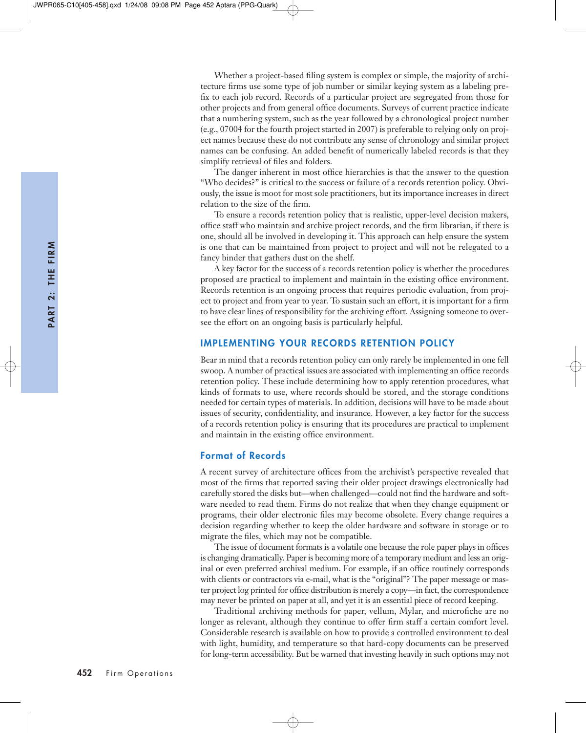Whether a project-based filing system is complex or simple, the majority of architecture firms use some type of job number or similar keying system as a labeling prefix to each job record. Records of a particular project are segregated from those for other projects and from general office documents. Surveys of current practice indicate that a numbering system, such as the year followed by a chronological project number (e.g., 07004 for the fourth project started in 2007) is preferable to relying only on project names because these do not contribute any sense of chronology and similar project names can be confusing. An added benefit of numerically labeled records is that they simplify retrieval of files and folders.

The danger inherent in most office hierarchies is that the answer to the question "Who decides?" is critical to the success or failure of a records retention policy. Obviously, the issue is moot for most sole practitioners, but its importance increases in direct relation to the size of the firm.

To ensure a records retention policy that is realistic, upper-level decision makers, office staff who maintain and archive project records, and the firm librarian, if there is one, should all be involved in developing it. This approach can help ensure the system is one that can be maintained from project to project and will not be relegated to a fancy binder that gathers dust on the shelf.

A key factor for the success of a records retention policy is whether the procedures proposed are practical to implement and maintain in the existing office environment. Records retention is an ongoing process that requires periodic evaluation, from project to project and from year to year. To sustain such an effort, it is important for a firm to have clear lines of responsibility for the archiving effort. Assigning someone to oversee the effort on an ongoing basis is particularly helpful.

## IMPLEMENTING YOUR RECORDS RETENTION POLICY

Bear in mind that a records retention policy can only rarely be implemented in one fell swoop. A number of practical issues are associated with implementing an office records retention policy. These include determining how to apply retention procedures, what kinds of formats to use, where records should be stored, and the storage conditions needed for certain types of materials. In addition, decisions will have to be made about issues of security, confidentiality, and insurance. However, a key factor for the success of a records retention policy is ensuring that its procedures are practical to implement and maintain in the existing office environment.

### Format of Records

A recent survey of architecture offices from the archivist's perspective revealed that most of the firms that reported saving their older project drawings electronically had carefully stored the disks but—when challenged—could not find the hardware and software needed to read them. Firms do not realize that when they change equipment or programs, their older electronic files may become obsolete. Every change requires a decision regarding whether to keep the older hardware and software in storage or to migrate the files, which may not be compatible.

The issue of document formats is a volatile one because the role paper plays in offices is changing dramatically. Paper is becoming more of a temporary medium and less an original or even preferred archival medium. For example, if an office routinely corresponds with clients or contractors via e-mail, what is the "original"? The paper message or master project log printed for office distribution is merely a copy—in fact, the correspondence may never be printed on paper at all, and yet it is an essential piece of record keeping.

Traditional archiving methods for paper, vellum, Mylar, and microfiche are no longer as relevant, although they continue to offer firm staff a certain comfort level. Considerable research is available on how to provide a controlled environment to deal with light, humidity, and temperature so that hard-copy documents can be preserved for long-term accessibility. But be warned that investing heavily in such options may not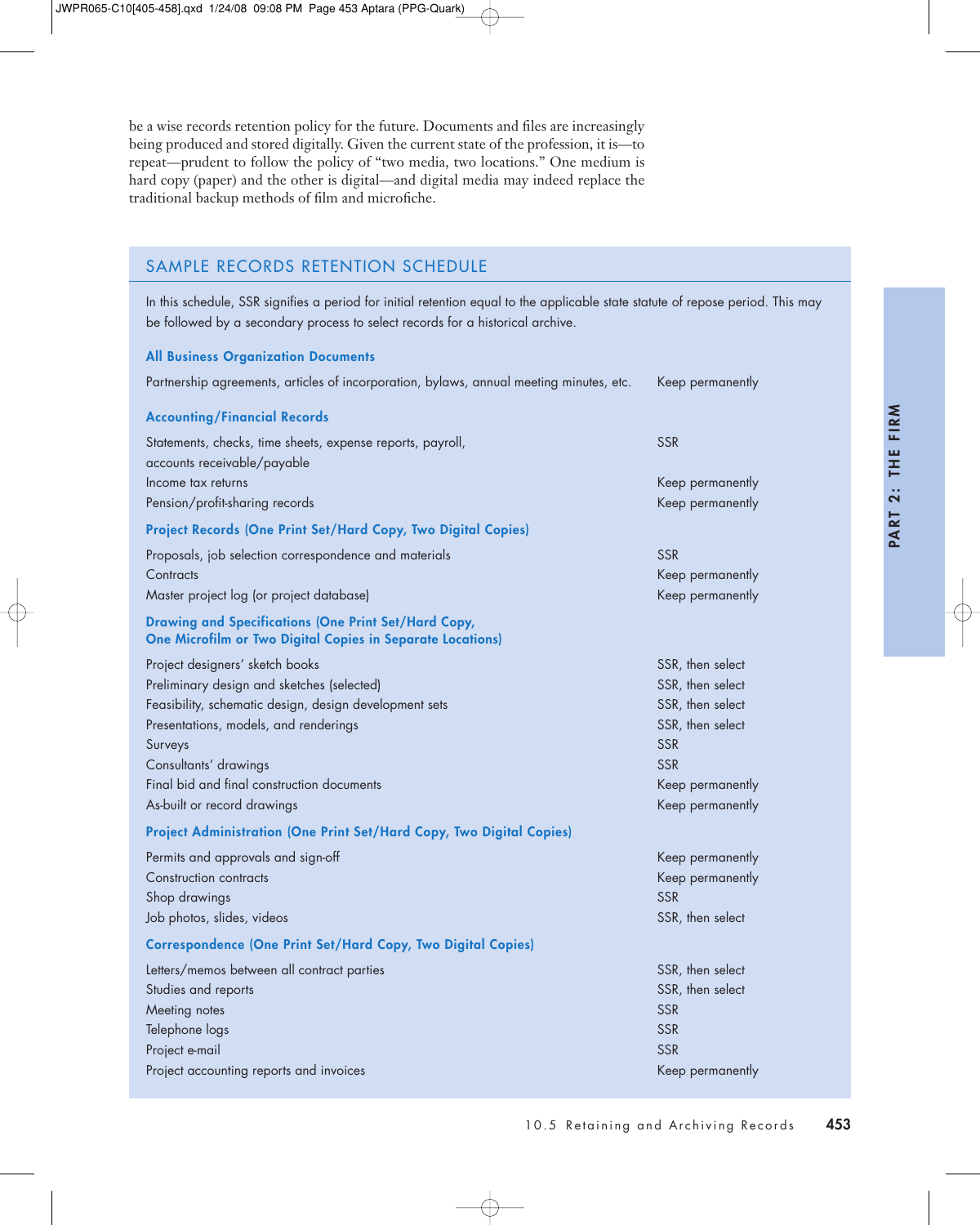be a wise records retention policy for the future. Documents and files are increasingly being produced and stored digitally. Given the current state of the profession, it is—to repeat—prudent to follow the policy of "two media, two locations." One medium is hard copy (paper) and the other is digital—and digital media may indeed replace the traditional backup methods of film and microfiche.

## SAMPLE RECORDS RETENTION SCHEDULE

In this schedule, SSR signifies a period for initial retention equal to the applicable state statute of repose period. This may be followed by a secondary process to select records for a historical archive.

### All Business Organization Documents

| | |
|---|---|
| Partnership agreements, articles of incorporation, bylaws, annual meeting minutes, etc. | Keep permanently |

### Accounting/Financial Records

| | |
|---|---|
| Statements, checks, time sheets, expense reports, payroll, accounts receivable/payable | SSR |
| Income tax returns | Keep permanently |
| Pension/profit-sharing records | Keep permanently |

### Project Records (One Print Set/Hard Copy, Two Digital Copies)

| | |
|---|---|
| Proposals, job selection correspondence and materials | SSR |
| Contracts | Keep permanently |
| Master project log (or project database) | Keep permanently |

### Drawing and Specifications (One Print Set/Hard Copy, One Microfilm or Two Digital Copies in Separate Locations)

| | |
|---|---|
| Project designers' sketch books | SSR, then select |
| Preliminary design and sketches (selected) | SSR, then select |
| Feasibility, schematic design, design development sets | SSR, then select |
| Presentations, models, and renderings | SSR, then select |
| Surveys | SSR |
| Consultants' drawings | SSR |
| Final bid and final construction documents | Keep permanently |
| As-built or record drawings | Keep permanently |

### Project Administration (One Print Set/Hard Copy, Two Digital Copies)

| | |
|---|---|
| Permits and approvals and sign-off | Keep permanently |
| Construction contracts | Keep permanently |
| Shop drawings | SSR |
| Job photos, slides, videos | SSR, then select |

### Correspondence (One Print Set/Hard Copy, Two Digital Copies)

| | |
|---|---|
| Letters/memos between all contract parties | SSR, then select |
| Studies and reports | SSR, then select |
| Meeting notes | SSR |
| Telephone logs | SSR |
| Project e-mail | SSR |
| Project accounting reports and invoices | Keep permanently |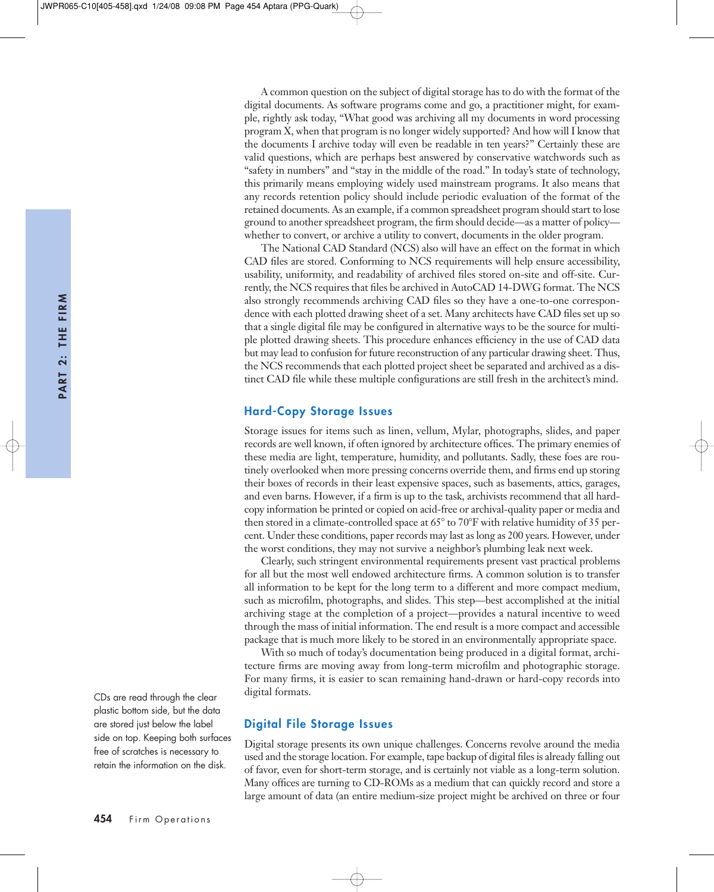A common question on the subject of digital storage has to do with the format of the digital documents. As software programs come and go, a practitioner might, for example, rightly ask today, "What good was archiving all my documents in word processing program X, when that program is no longer widely supported? And how will I know that the documents I archive today will even be readable in ten years?" Certainly these are valid questions, which are perhaps best answered by conservative watchwords such as "safety in numbers" and "stay in the middle of the road." In today's state of technology, this primarily means employing widely used mainstream programs. It also means that any records retention policy should include periodic evaluation of the format of the retained documents. As an example, if a common spreadsheet program should start to lose ground to another spreadsheet program, the firm should decide—as a matter of policy—whether to convert, or archive a utility to convert, documents in the older program.

The National CAD Standard (NCS) also will have an effect on the format in which CAD files are stored. Conforming to NCS requirements will help ensure accessibility, usability, uniformity, and readability of archived files stored on-site and off-site. Currently, the NCS requires that files be archived in AutoCAD 14-DWG format. The NCS also strongly recommends archiving CAD files so they have a one-to-one correspondence with each plotted drawing sheet of a set. Many architects have CAD files set up so that a single digital file may be configured in alternative ways to be the source for multiple plotted drawing sheets. This procedure enhances efficiency in the use of CAD data but may lead to confusion for future reconstruction of any particular drawing sheet. Thus, the NCS recommends that each plotted project sheet be separated and archived as a distinct CAD file while these multiple configurations are still fresh in the architect's mind.

## Hard-Copy Storage Issues

Storage issues for items such as linen, vellum, Mylar, photographs, slides, and paper records are well known, if often ignored by architecture offices. The primary enemies of these media are light, temperature, humidity, and pollutants. Sadly, these foes are routinely overlooked when more pressing concerns override them, and firms end up storing their boxes of records in their least expensive spaces, such as basements, attics, garages, and even barns. However, if a firm is up to the task, archivists recommend that all hard-copy information be printed or copied on acid-free or archival-quality paper or media and then stored in a climate-controlled space at 65° to 70°F with relative humidity of 35 percent. Under these conditions, paper records may last as long as 200 years. However, under the worst conditions, they may not survive a neighbor's plumbing leak next week.

Clearly, such stringent environmental requirements present vast practical problems for all but the most well endowed architecture firms. A common solution is to transfer all information to be kept for the long term to a different and more compact medium, such as microfilm, photographs, and slides. This step—best accomplished at the initial archiving stage at the completion of a project—provides a natural incentive to weed through the mass of initial information. The end result is a more compact and accessible package that is much more likely to be stored in an environmentally appropriate space.

With so much of today's documentation being produced in a digital format, architecture firms are moving away from long-term microfilm and photographic storage. For many firms, it is easier to scan remaining hand-drawn or hard-copy records into digital formats.

CDs are read through the clear plastic bottom side, but the data are stored just below the label side on top. Keeping both surfaces free of scratches is necessary to retain the information on the disk.

## Digital File Storage Issues

Digital storage presents its own unique challenges. Concerns revolve around the media used and the storage location. For example, tape backup of digital files is already falling out of favor, even for short-term storage, and is certainly not viable as a long-term solution. Many offices are turning to CD-ROMs as a medium that can quickly record and store a large amount of data (an entire medium-size project might be archived on three or four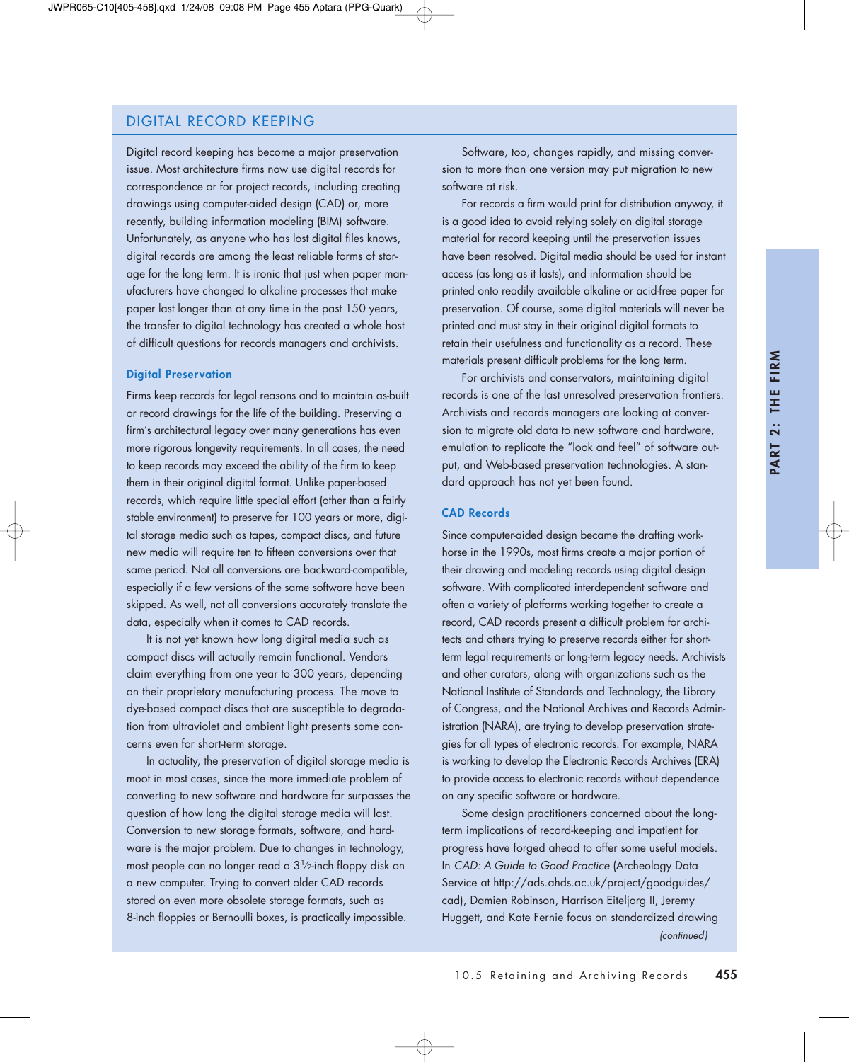## DIGITAL RECORD KEEPING

Digital record keeping has become a major preservation issue. Most architecture firms now use digital records for correspondence or for project records, including creating drawings using computer-aided design (CAD) or, more recently, building information modeling (BIM) software. Unfortunately, as anyone who has lost digital files knows, digital records are among the least reliable forms of storage for the long term. It is ironic that just when paper manufacturers have changed to alkaline processes that make paper last longer than at any time in the past 150 years, the transfer to digital technology has created a whole host of difficult questions for records managers and archivists.

### Digital Preservation

Firms keep records for legal reasons and to maintain as-built or record drawings for the life of the building. Preserving a firm's architectural legacy over many generations has even more rigorous longevity requirements. In all cases, the need to keep records may exceed the ability of the firm to keep them in their original digital format. Unlike paper-based records, which require little special effort (other than a fairly stable environment) to preserve for 100 years or more, digital storage media such as tapes, compact discs, and future new media will require ten to fifteen conversions over that same period. Not all conversions are backward-compatible, especially if a few versions of the same software have been skipped. As well, not all conversions accurately translate the data, especially when it comes to CAD records.

It is not yet known how long digital media such as compact discs will actually remain functional. Vendors claim everything from one year to 300 years, depending on their proprietary manufacturing process. The move to dye-based compact discs that are susceptible to degradation from ultraviolet and ambient light presents some concerns even for short-term storage.

In actuality, the preservation of digital storage media is moot in most cases, since the more immediate problem of converting to new software and hardware far surpasses the question of how long the digital storage media will last. Conversion to new storage formats, software, and hardware is the major problem. Due to changes in technology, most people can no longer read a 3½-inch floppy disk on a new computer. Trying to convert older CAD records stored on even more obsolete storage formats, such as 8-inch floppies or Bernoulli boxes, is practically impossible.

Software, too, changes rapidly, and missing conversion to more than one version may put migration to new software at risk.

For records a firm would print for distribution anyway, it is a good idea to avoid relying solely on digital storage material for record keeping until the preservation issues have been resolved. Digital media should be used for instant access (as long as it lasts), and information should be printed onto readily available alkaline or acid-free paper for preservation. Of course, some digital materials will never be printed and must stay in their original digital formats to retain their usefulness and functionality as a record. These materials present difficult problems for the long term.

For archivists and conservators, maintaining digital records is one of the last unresolved preservation frontiers. Archivists and records managers are looking at conversion to migrate old data to new software and hardware, emulation to replicate the "look and feel" of software output, and Web-based preservation technologies. A standard approach has not yet been found.

### CAD Records

Since computer-aided design became the drafting workhorse in the 1990s, most firms create a major portion of their drawing and modeling records using digital design software. With complicated interdependent software and often a variety of platforms working together to create a record, CAD records present a difficult problem for architects and others trying to preserve records either for short-term legal requirements or long-term legacy needs. Archivists and other curators, along with organizations such as the National Institute of Standards and Technology, the Library of Congress, and the National Archives and Records Administration (NARA), are trying to develop preservation strategies for all types of electronic records. For example, NARA is working to develop the Electronic Records Archives (ERA) to provide access to electronic records without dependence on any specific software or hardware.

Some design practitioners concerned about the long-term implications of record-keeping and impatient for progress have forged ahead to offer some useful models. In *CAD: A Guide to Good Practice* (Archeology Data Service at http://ads.ahds.ac.uk/project/goodguides/cad), Damien Robinson, Harrison Eiteljorg II, Jeremy Huggett, and Kate Fernie focus on standardized drawing

*(continued)*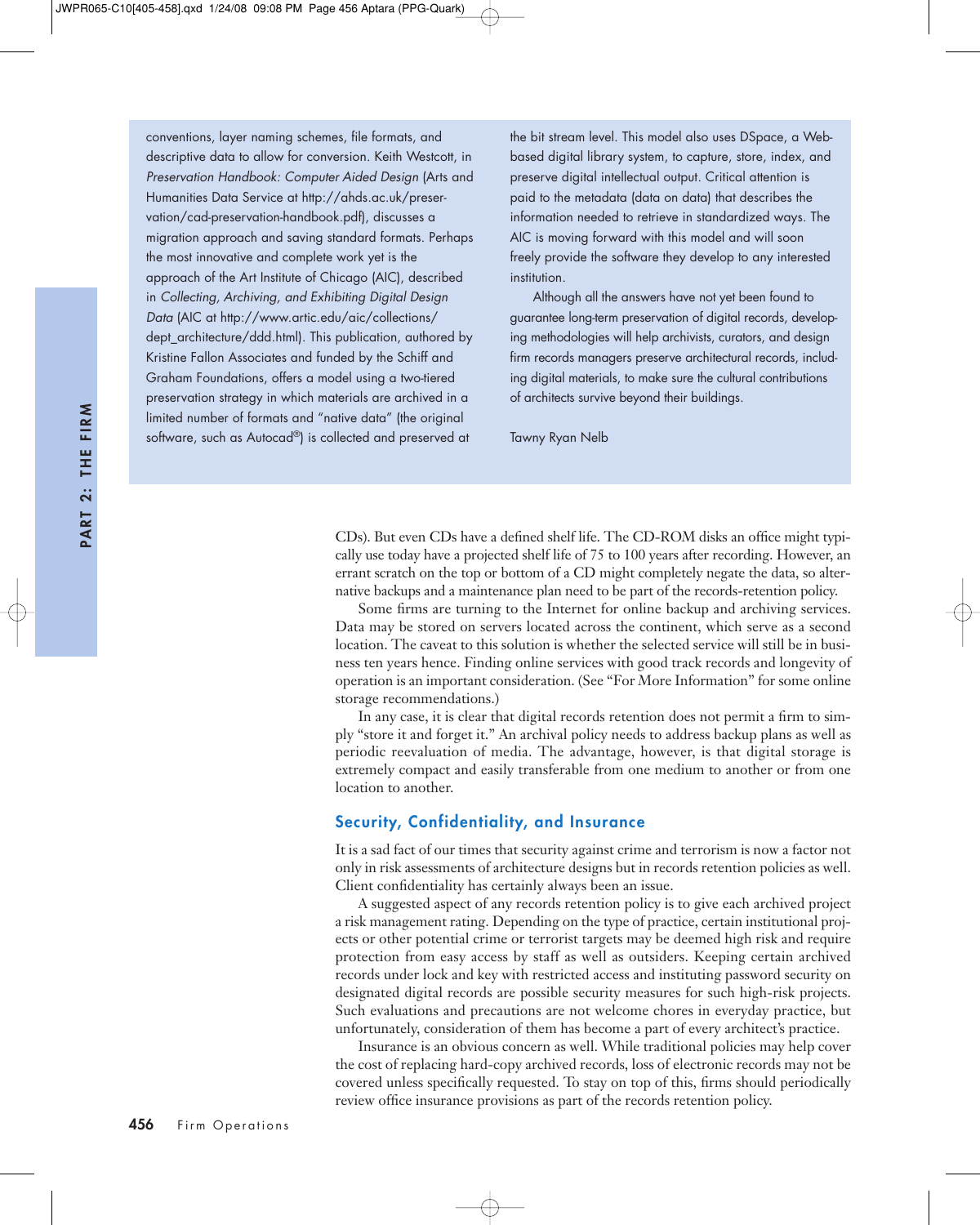conventions, layer naming schemes, file formats, and descriptive data to allow for conversion. Keith Westcott, in *Preservation Handbook: Computer Aided Design* (Arts and Humanities Data Service at http://ahds.ac.uk/preservation/cad-preservation-handbook.pdf), discusses a migration approach and saving standard formats. Perhaps the most innovative and complete work yet is the approach of the Art Institute of Chicago (AIC), described in *Collecting, Archiving, and Exhibiting Digital Design Data* (AIC at http://www.artic.edu/aic/collections/dept_architecture/ddd.html). This publication, authored by Kristine Fallon Associates and funded by the Schiff and Graham Foundations, offers a model using a two-tiered preservation strategy in which materials are archived in a limited number of formats and "native data" (the original software, such as Autocad®) is collected and preserved at the bit stream level. This model also uses DSpace, a Web-based digital library system, to capture, store, index, and preserve digital intellectual output. Critical attention is paid to the metadata (data on data) that describes the information needed to retrieve in standardized ways. The AIC is moving forward with this model and will soon freely provide the software they develop to any interested institution.

Although all the answers have not yet been found to guarantee long-term preservation of digital records, developing methodologies will help archivists, curators, and design firm records managers preserve architectural records, including digital materials, to make sure the cultural contributions of architects survive beyond their buildings.

Tawny Ryan Nelb

CDs). But even CDs have a defined shelf life. The CD-ROM disks an office might typically use today have a projected shelf life of 75 to 100 years after recording. However, an errant scratch on the top or bottom of a CD might completely negate the data, so alternative backups and a maintenance plan need to be part of the records-retention policy.

Some firms are turning to the Internet for online backup and archiving services. Data may be stored on servers located across the continent, which serve as a second location. The caveat to this solution is whether the selected service will still be in business ten years hence. Finding online services with good track records and longevity of operation is an important consideration. (See "For More Information" for some online storage recommendations.)

In any case, it is clear that digital records retention does not permit a firm to simply "store it and forget it." An archival policy needs to address backup plans as well as periodic reevaluation of media. The advantage, however, is that digital storage is extremely compact and easily transferable from one medium to another or from one location to another.

## Security, Confidentiality, and Insurance

It is a sad fact of our times that security against crime and terrorism is now a factor not only in risk assessments of architecture designs but in records retention policies as well. Client confidentiality has certainly always been an issue.

A suggested aspect of any records retention policy is to give each archived project a risk management rating. Depending on the type of practice, certain institutional projects or other potential crime or terrorist targets may be deemed high risk and require protection from easy access by staff as well as outsiders. Keeping certain archived records under lock and key with restricted access and instituting password security on designated digital records are possible security measures for such high-risk projects. Such evaluations and precautions are not welcome chores in everyday practice, but unfortunately, consideration of them has become a part of every architect's practice.

Insurance is an obvious concern as well. While traditional policies may help cover the cost of replacing hard-copy archived records, loss of electronic records may not be covered unless specifically requested. To stay on top of this, firms should periodically review office insurance provisions as part of the records retention policy.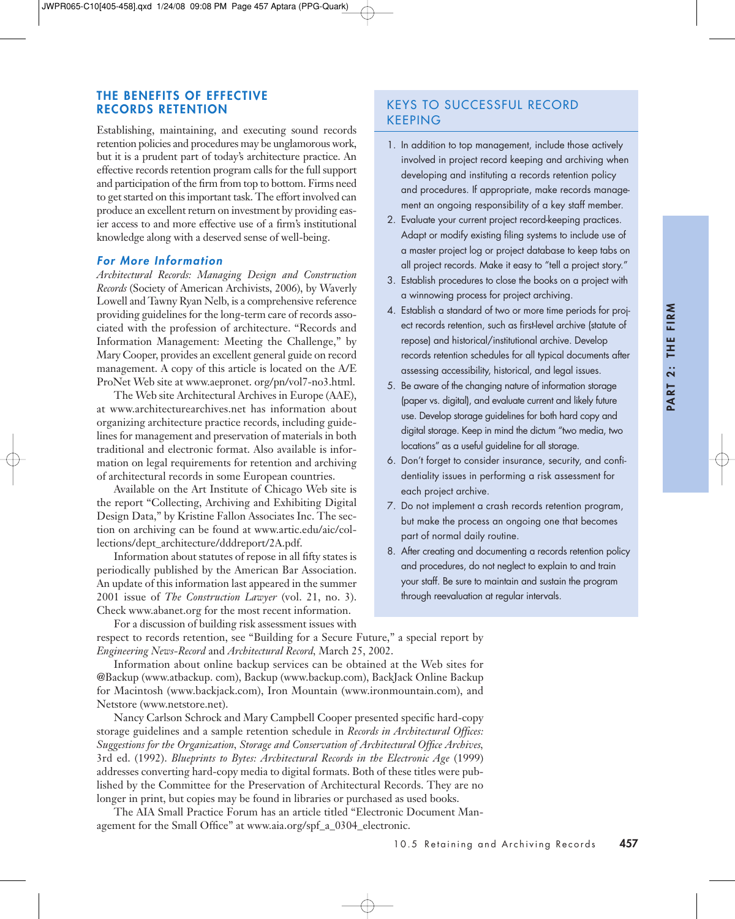## THE BENEFITS OF EFFECTIVE RECORDS RETENTION

Establishing, maintaining, and executing sound records retention policies and procedures may be unglamorous work, but it is a prudent part of today's architecture practice. An effective records retention program calls for the full support and participation of the firm from top to bottom. Firms need to get started on this important task. The effort involved can produce an excellent return on investment by providing easier access to and more effective use of a firm's institutional knowledge along with a deserved sense of well-being.

### For More Information

*Architectural Records: Managing Design and Construction Records* (Society of American Archivists, 2006), by Waverly Lowell and Tawny Ryan Nelb, is a comprehensive reference providing guidelines for the long-term care of records associated with the profession of architecture. "Records and Information Management: Meeting the Challenge," by Mary Cooper, provides an excellent general guide on record management. A copy of this article is located on the A/E ProNet Web site at www.aepronet. org/pn/vol7-no3.html.

The Web site Architectural Archives in Europe (AAE), at www.architecturearchives.net has information about organizing architecture practice records, including guidelines for management and preservation of materials in both traditional and electronic format. Also available is information on legal requirements for retention and archiving of architectural records in some European countries.

Available on the Art Institute of Chicago Web site is the report "Collecting, Archiving and Exhibiting Digital Design Data," by Kristine Fallon Associates Inc. The section on archiving can be found at www.artic.edu/aic/collections/dept_architecture/dddreport/2A.pdf.

Information about statutes of repose in all fifty states is periodically published by the American Bar Association. An update of this information last appeared in the summer 2001 issue of *The Construction Lawyer* (vol. 21, no. 3). Check www.abanet.org for the most recent information.

For a discussion of building risk assessment issues with respect to records retention, see "Building for a Secure Future," a special report by *Engineering News-Record* and *Architectural Record*, March 25, 2002.

Information about online backup services can be obtained at the Web sites for @Backup (www.atbackup. com), Backup (www.backup.com), BackJack Online Backup for Macintosh (www.backjack.com), Iron Mountain (www.ironmountain.com), and Netstore (www.netstore.net).

Nancy Carlson Schrock and Mary Campbell Cooper presented specific hard-copy storage guidelines and a sample retention schedule in *Records in Architectural Offices: Suggestions for the Organization, Storage and Conservation of Architectural Office Archives*, 3rd ed. (1992). *Blueprints to Bytes: Architectural Records in the Electronic Age* (1999) addresses converting hard-copy media to digital formats. Both of these titles were published by the Committee for the Preservation of Architectural Records. They are no longer in print, but copies may be found in libraries or purchased as used books.

The AIA Small Practice Forum has an article titled "Electronic Document Management for the Small Office" at www.aia.org/spf_a_0304_electronic.

## KEYS TO SUCCESSFUL RECORD KEEPING

1. In addition to top management, include those actively involved in project record keeping and archiving when developing and instituting a records retention policy and procedures. If appropriate, make records management an ongoing responsibility of a key staff member.
2. Evaluate your current project record-keeping practices. Adapt or modify existing filing systems to include use of a master project log or project database to keep tabs on all project records. Make it easy to "tell a project story."
3. Establish procedures to close the books on a project with a winnowing process for project archiving.
4. Establish a standard of two or more time periods for project records retention, such as first-level archive (statute of repose) and historical/institutional archive. Develop records retention schedules for all typical documents after assessing accessibility, historical, and legal issues.
5. Be aware of the changing nature of information storage (paper vs. digital), and evaluate current and likely future use. Develop storage guidelines for both hard copy and digital storage. Keep in mind the dictum "two media, two locations" as a useful guideline for all storage.
6. Don't forget to consider insurance, security, and confidentiality issues in performing a risk assessment for each project archive.
7. Do not implement a crash records retention program, but make the process an ongoing one that becomes part of normal daily routine.
8. After creating and documenting a records retention policy and procedures, do not neglect to explain to and train your staff. Be sure to maintain and sustain the program through reevaluation at regular intervals.